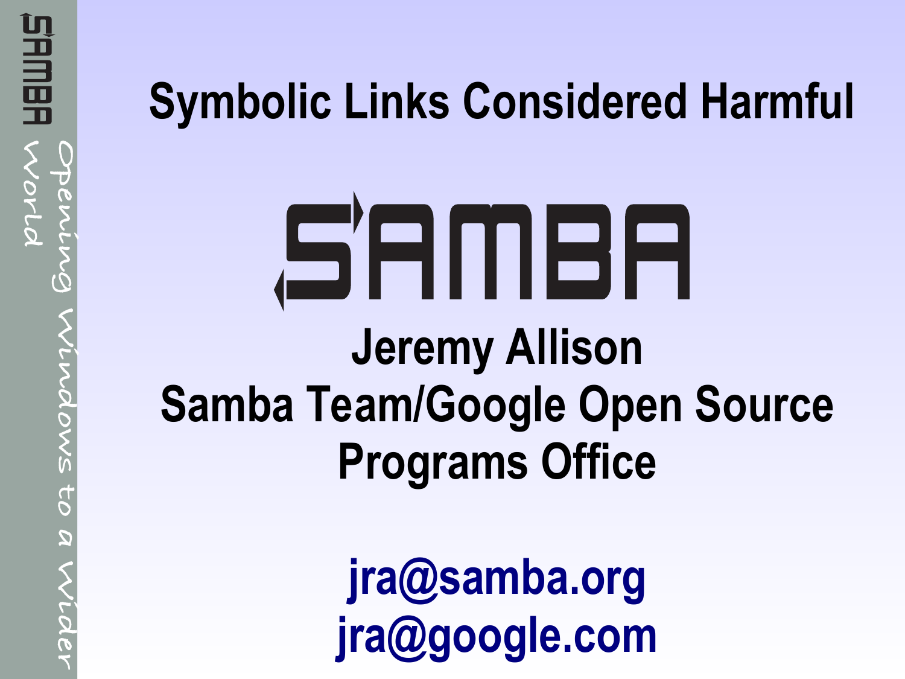# Symbolic Links Considered Harmful

Jeremy Allison
Samba Team/Google Open Source Programs Office

jra@samba.org
jra@google.com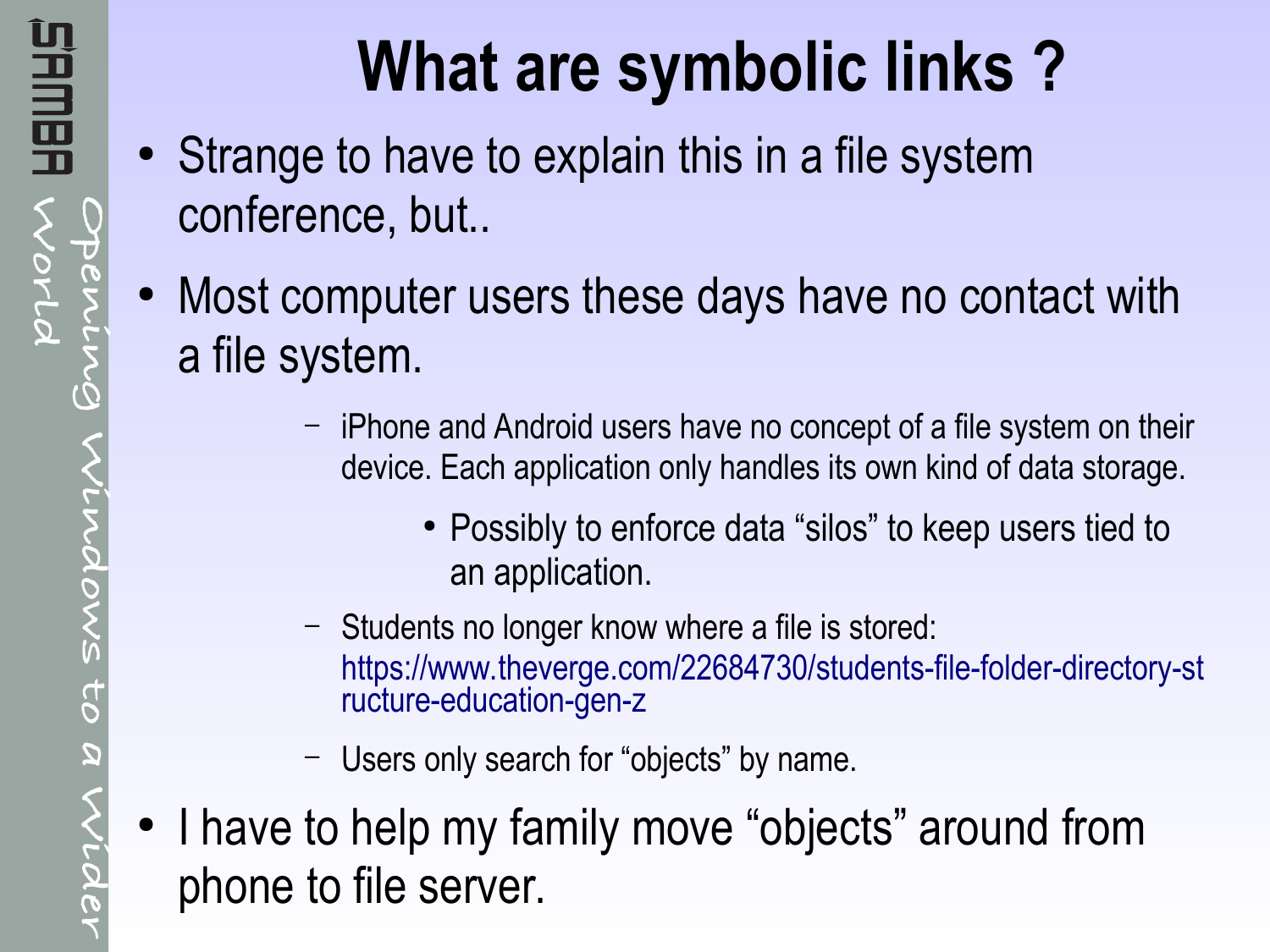# What are symbolic links ?

- Strange to have to explain this in a file system conference, but..
- Most computer users these days have no contact with a file system.
  - iPhone and Android users have no concept of a file system on their device. Each application only handles its own kind of data storage.
    - Possibly to enforce data "silos" to keep users tied to an application.
  - Students no longer know where a file is stored: https://www.theverge.com/22684730/students-file-folder-directory-structure-education-gen-z
  - Users only search for "objects" by name.
- I have to help my family move "objects" around from phone to file server.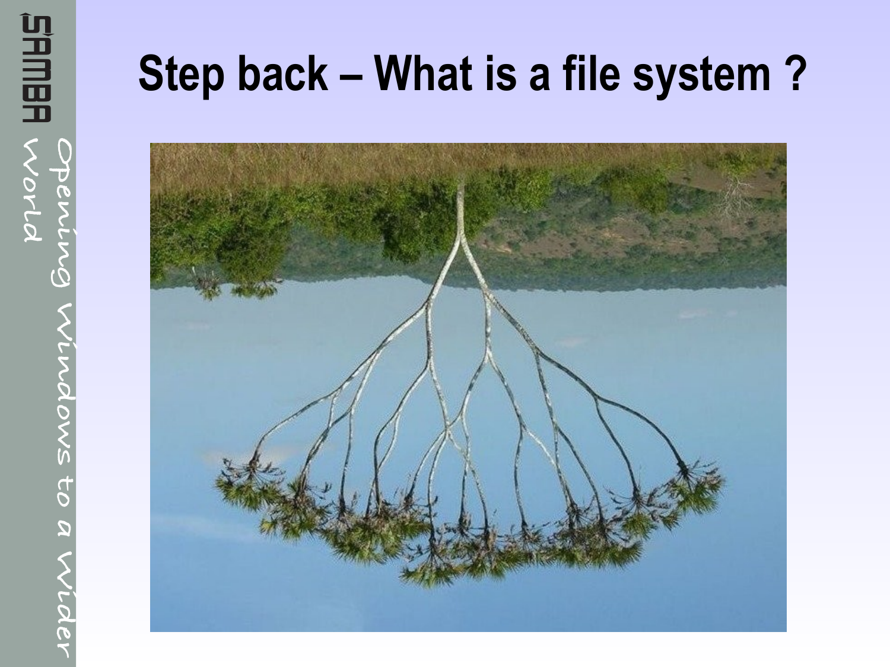# Step back – What is a file system ?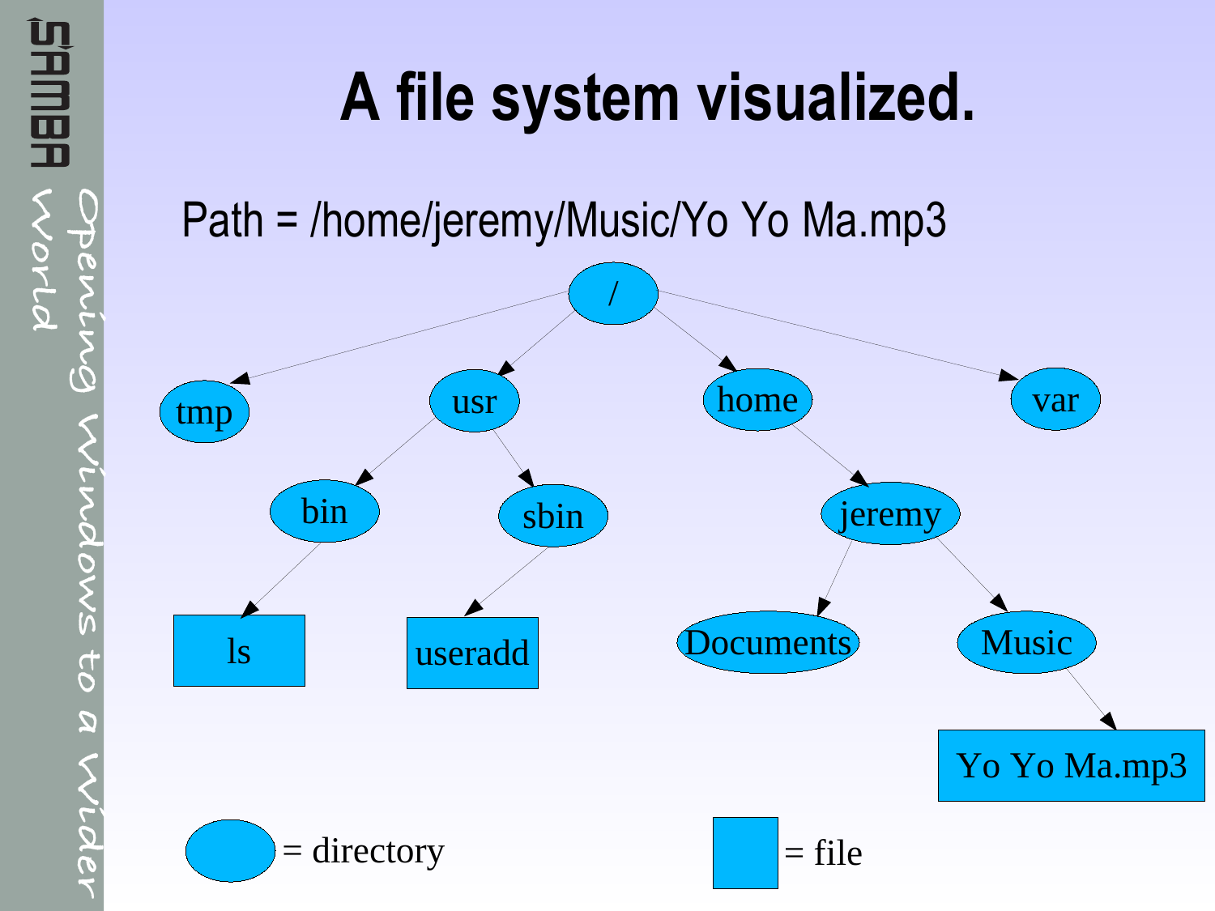# A file system visualized.

Path = /home/jeremy/Music/Yo Yo Ma.mp3

- / (directory)
  - tmp (directory)
  - usr (directory)
    - bin (directory)
      - ls (file)
    - sbin (directory)
      - useradd (file)
  - home (directory)
    - jeremy (directory)
      - Documents (directory)
      - Music (directory)
        - Yo Yo Ma.mp3 (file)
  - var (directory)

Legend: ellipse = directory; rectangle = file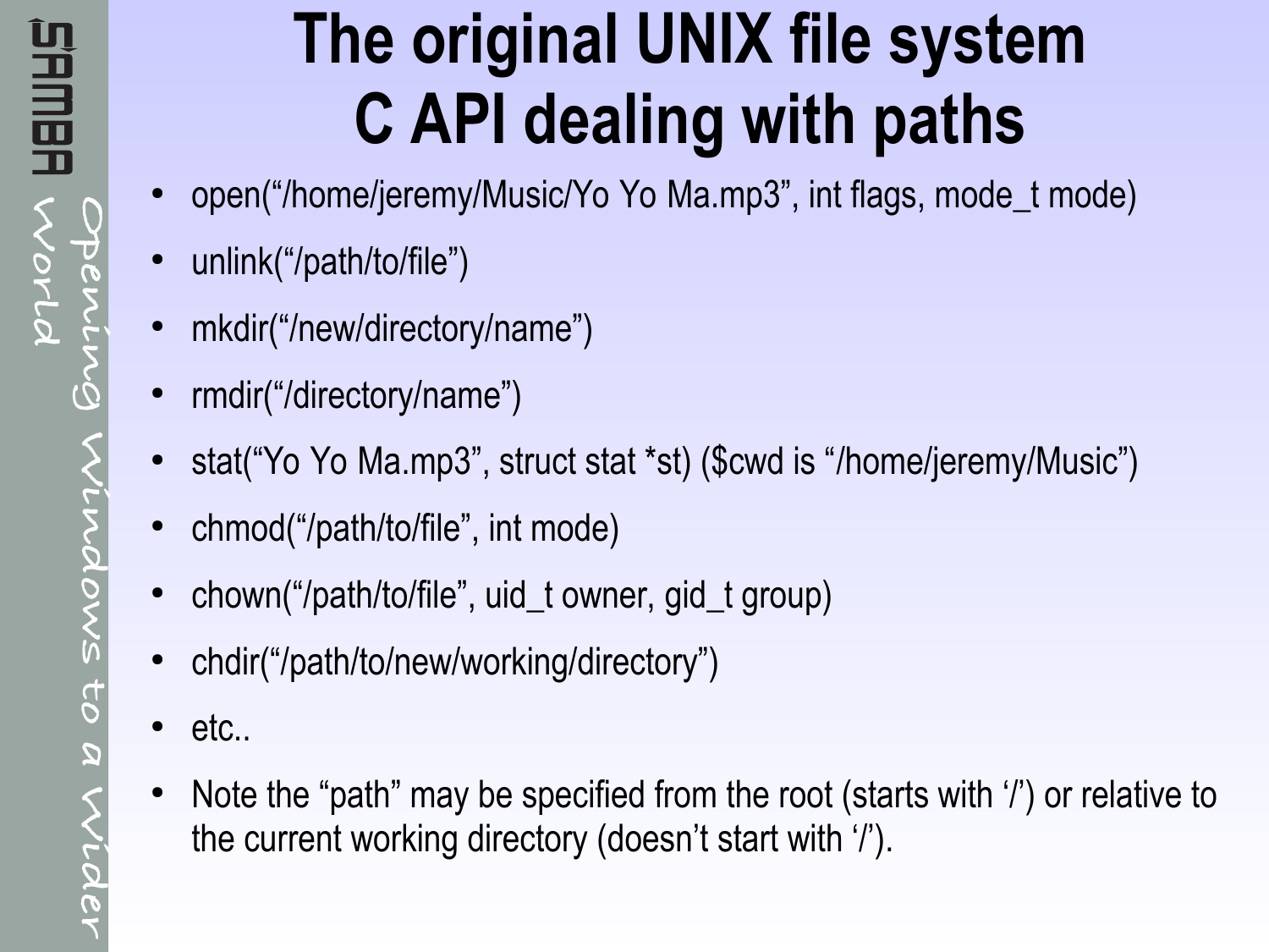# The original UNIX file system C API dealing with paths

- open(“/home/jeremy/Music/Yo Yo Ma.mp3”, int flags, mode_t mode)
- unlink(“/path/to/file”)
- mkdir(“/new/directory/name”)
- rmdir(“/directory/name”)
- stat(“Yo Yo Ma.mp3”, struct stat *st) ($cwd is “/home/jeremy/Music”)
- chmod(“/path/to/file”, int mode)
- chown(“/path/to/file”, uid_t owner, gid_t group)
- chdir(“/path/to/new/working/directory”)
- etc..
- Note the “path” may be specified from the root (starts with ‘/’) or relative to the current working directory (doesn’t start with ‘/’).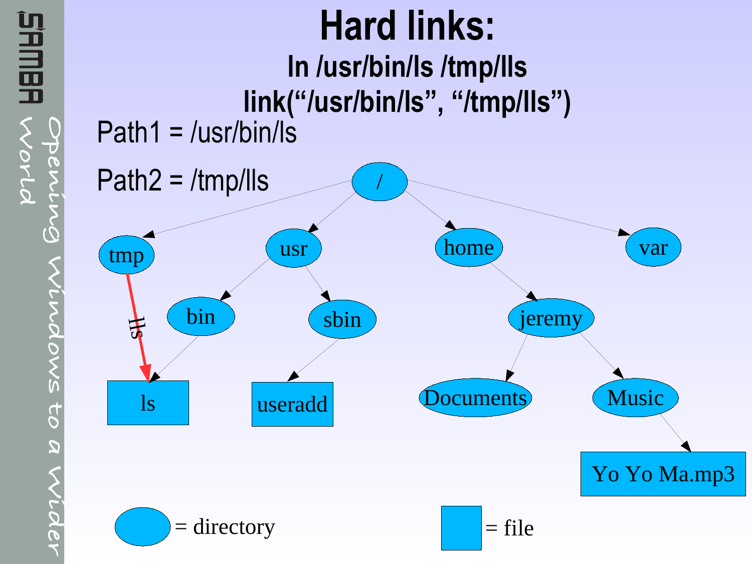# Hard links:

## ln /usr/bin/ls /tmp/lls

## link("/usr/bin/ls", "/tmp/lls")

Path1 = /usr/bin/ls

Path2 = /tmp/lls

= directory

= file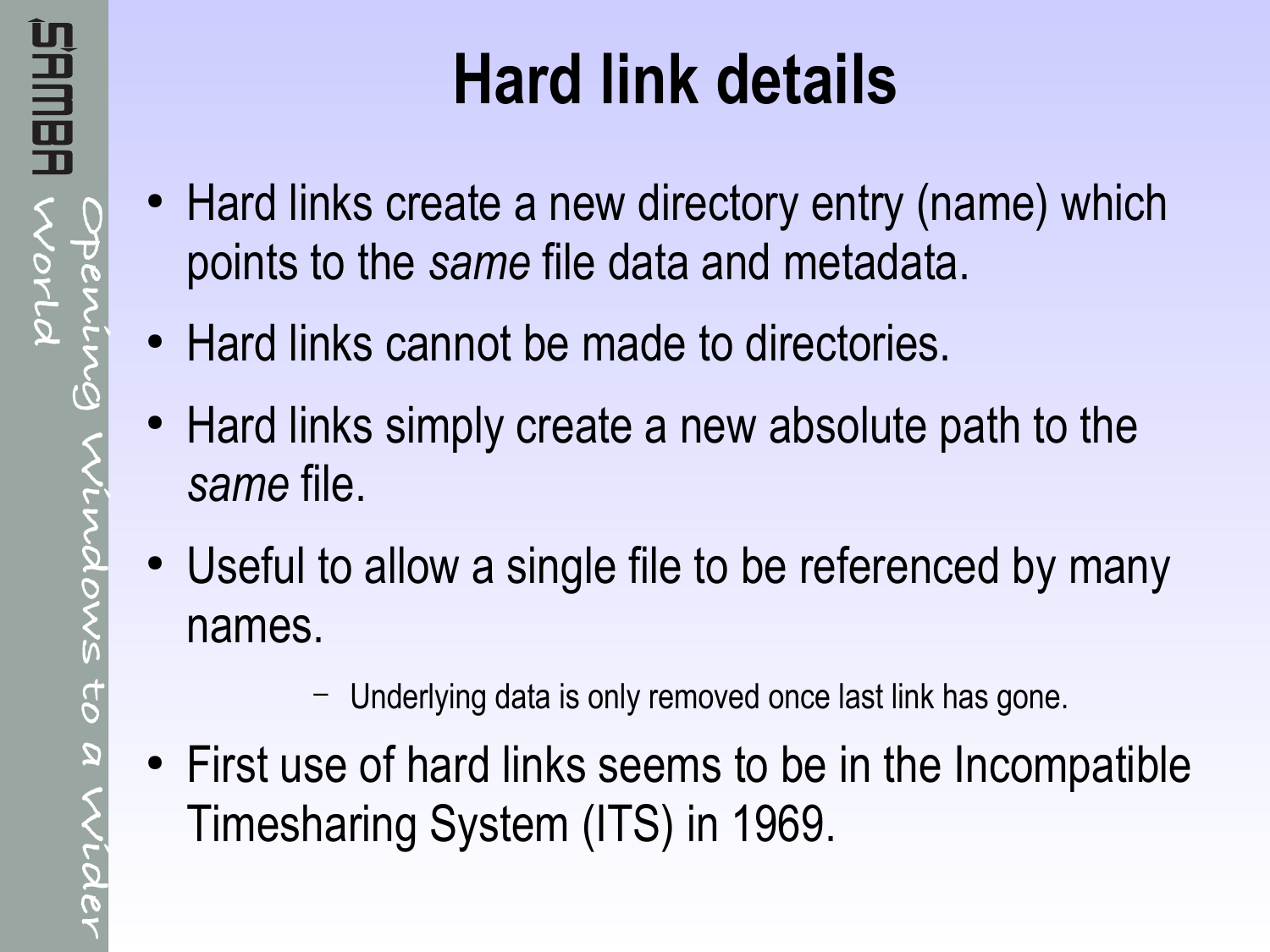# Hard link details

- Hard links create a new directory entry (name) which points to the *same* file data and metadata.
- Hard links cannot be made to directories.
- Hard links simply create a new absolute path to the *same* file.
- Useful to allow a single file to be referenced by many names.
  - Underlying data is only removed once last link has gone.
- First use of hard links seems to be in the Incompatible Timesharing System (ITS) in 1969.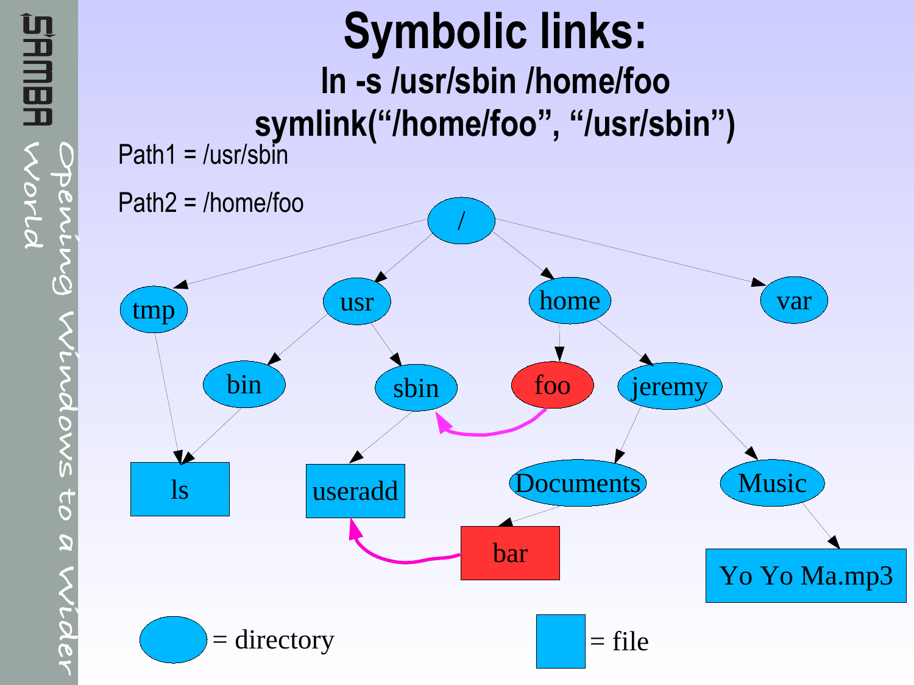# Symbolic links:

## ln -s /usr/sbin /home/foo

## symlink("/home/foo", "/usr/sbin")

Path1 = /usr/sbin

Path2 = /home/foo

/

tmp

usr

home

var

bin

sbin

foo

jeremy

ls

useradd

Documents

Music

bar

Yo Yo Ma.mp3

= directory

= file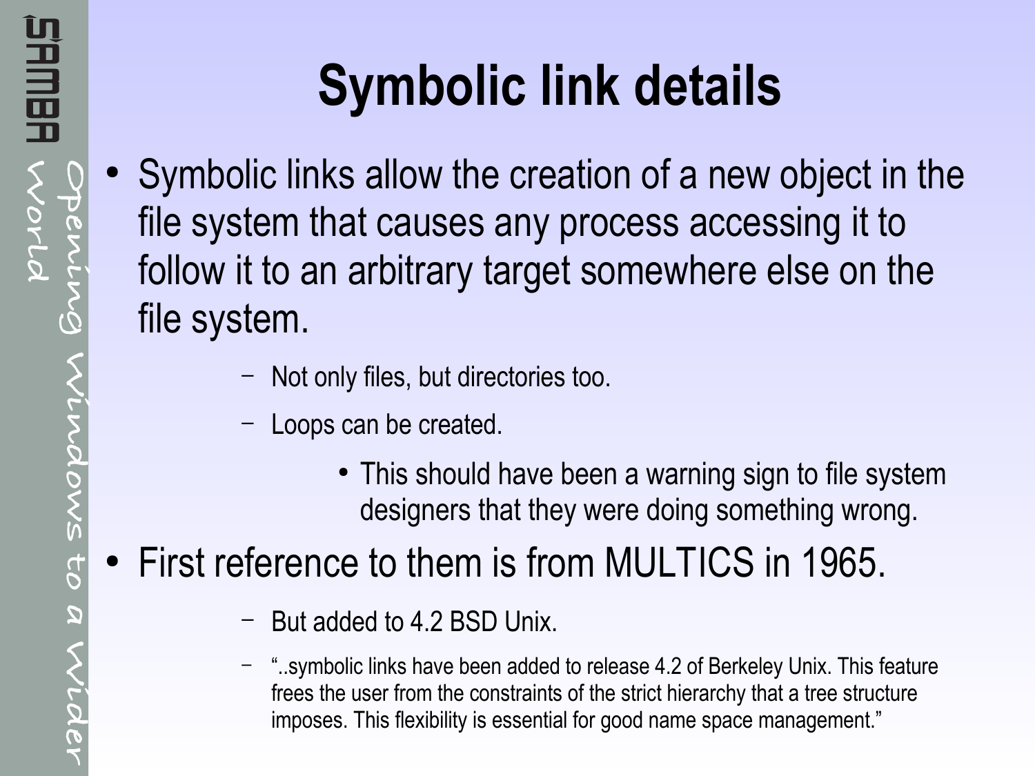# Symbolic link details

- Symbolic links allow the creation of a new object in the file system that causes any process accessing it to follow it to an arbitrary target somewhere else on the file system.
  - Not only files, but directories too.
  - Loops can be created.
    - This should have been a warning sign to file system designers that they were doing something wrong.
- First reference to them is from MULTICS in 1965.
  - But added to 4.2 BSD Unix.
  - "..symbolic links have been added to release 4.2 of Berkeley Unix. This feature frees the user from the constraints of the strict hierarchy that a tree structure imposes. This flexibility is essential for good name space management."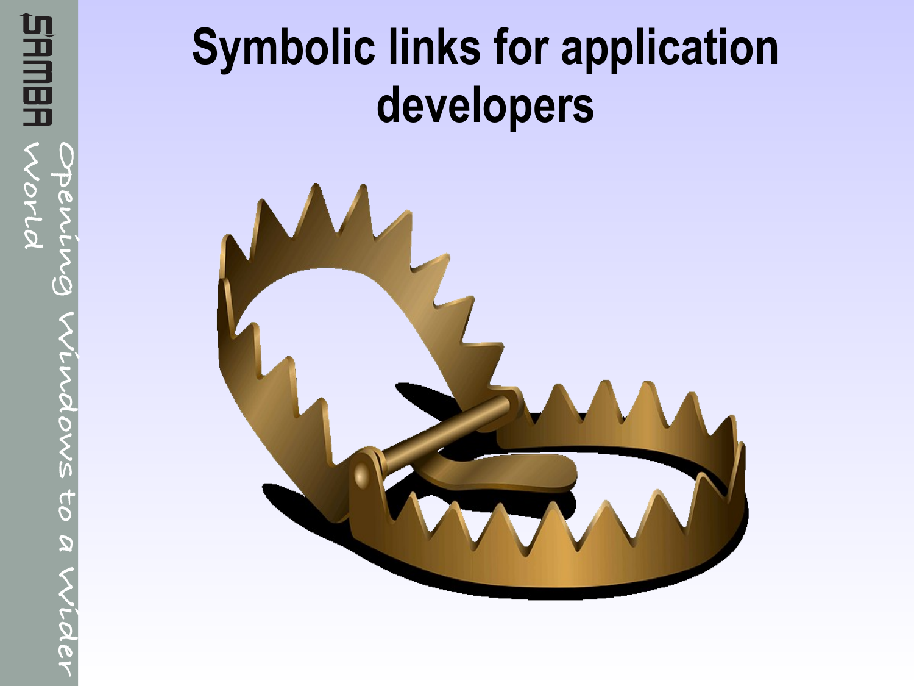# Symbolic links for application developers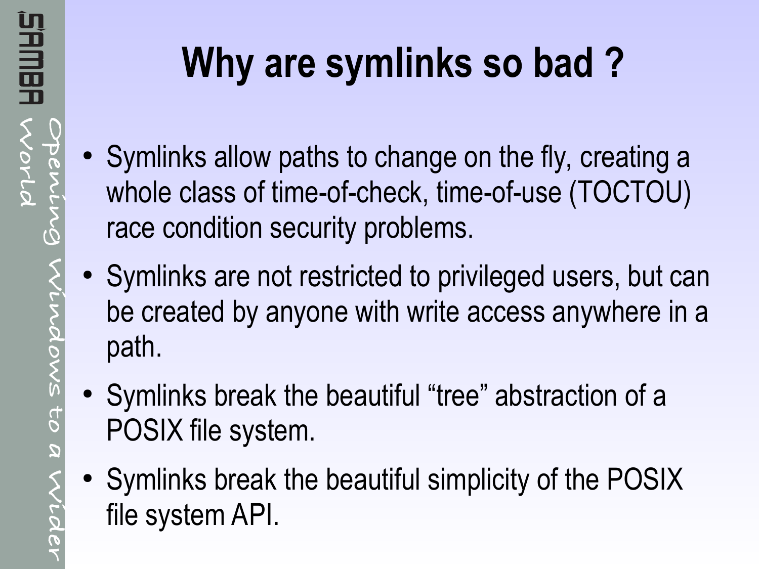# Why are symlinks so bad ?

- Symlinks allow paths to change on the fly, creating a whole class of time-of-check, time-of-use (TOCTOU) race condition security problems.
- Symlinks are not restricted to privileged users, but can be created by anyone with write access anywhere in a path.
- Symlinks break the beautiful “tree” abstraction of a POSIX file system.
- Symlinks break the beautiful simplicity of the POSIX file system API.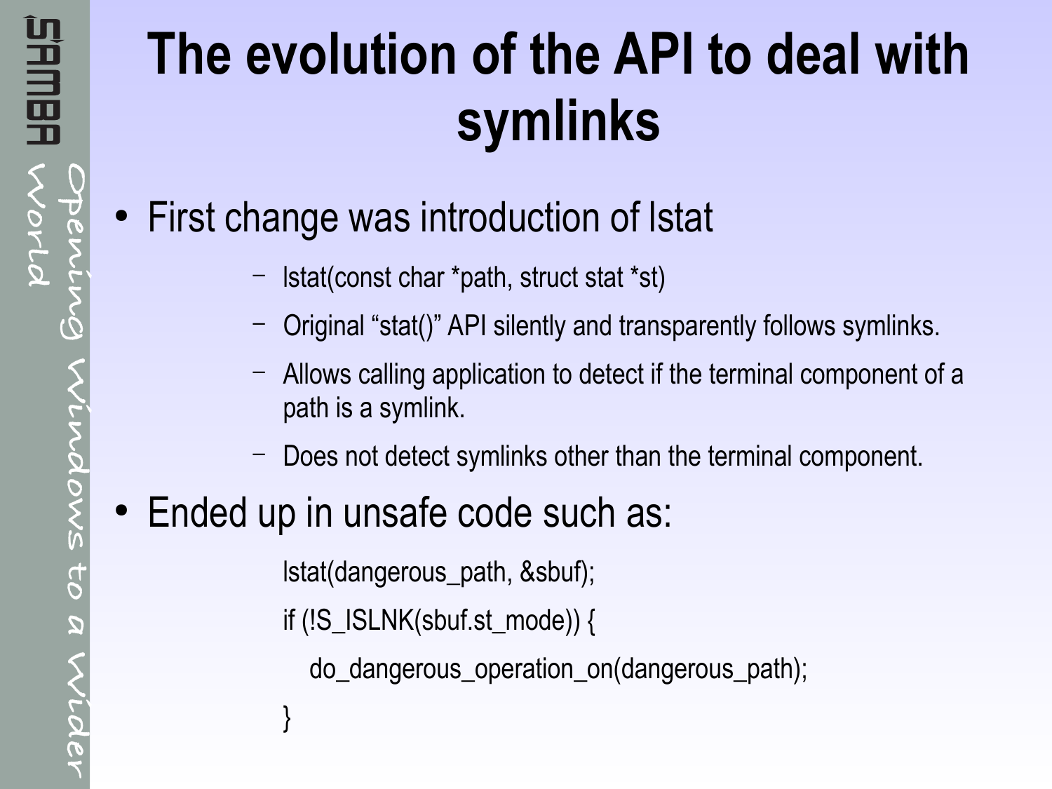# The evolution of the API to deal with symlinks

- First change was introduction of lstat
  - lstat(const char *path, struct stat *st)
  - Original “stat()” API silently and transparently follows symlinks.
  - Allows calling application to detect if the terminal component of a path is a symlink.
  - Does not detect symlinks other than the terminal component.
- Ended up in unsafe code such as:

```
lstat(dangerous_path, &sbuf);
if (!S_ISLNK(sbuf.st_mode)) {
    do_dangerous_operation_on(dangerous_path);
}
```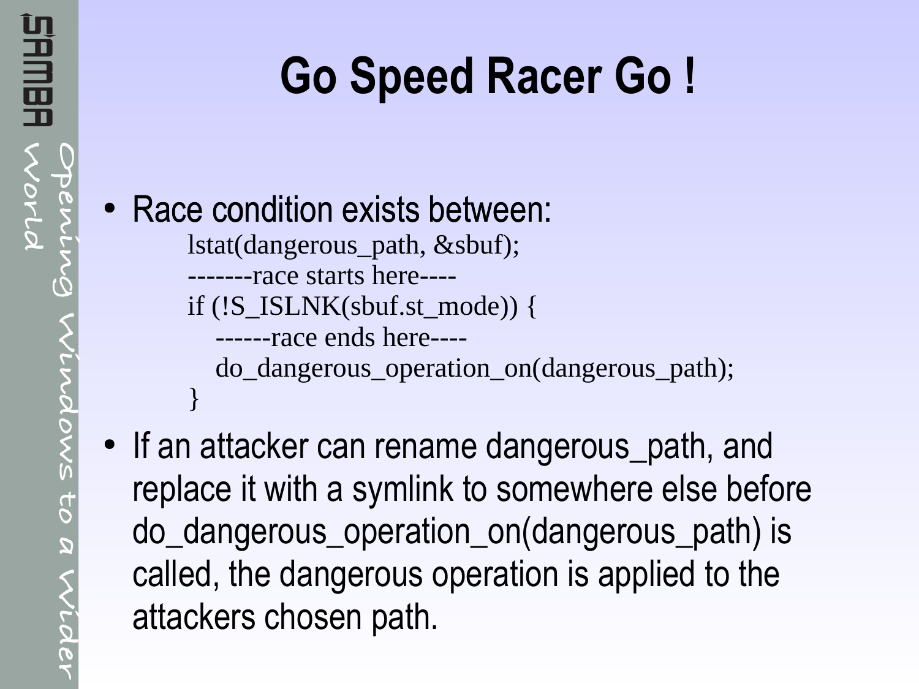# Go Speed Racer Go !

- Race condition exists between:

```
lstat(dangerous_path, &sbuf);
-------race starts here----
if (!S_ISLNK(sbuf.st_mode)) {
    ------race ends here----
    do_dangerous_operation_on(dangerous_path);
}
```

- If an attacker can rename dangerous_path, and replace it with a symlink to somewhere else before do_dangerous_operation_on(dangerous_path) is called, the dangerous operation is applied to the attackers chosen path.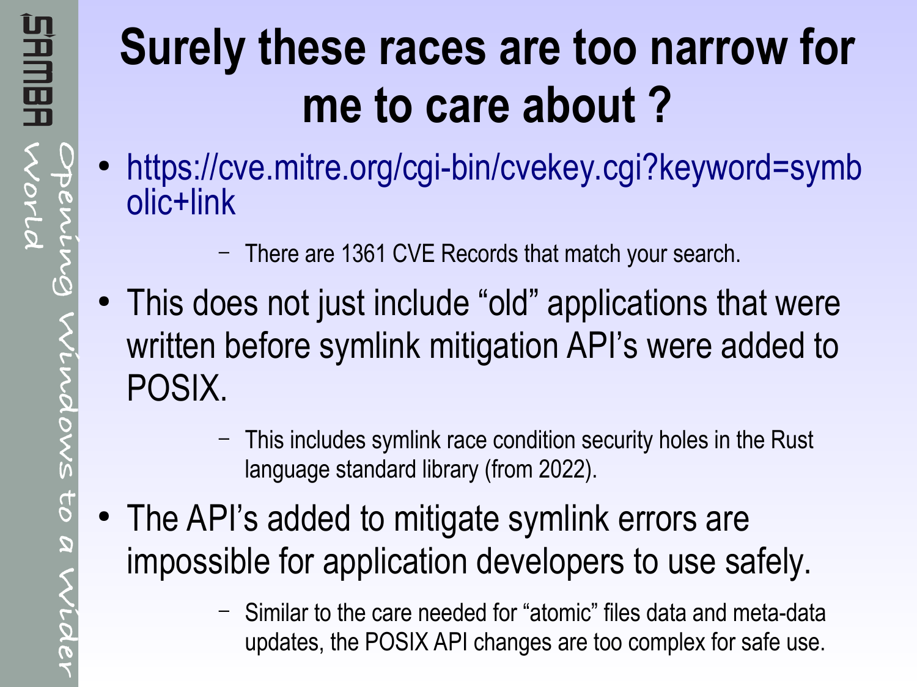# Surely these races are too narrow for me to care about ?

- https://cve.mitre.org/cgi-bin/cvekey.cgi?keyword=symbolic+link
  - There are 1361 CVE Records that match your search.
- This does not just include “old” applications that were written before symlink mitigation API’s were added to POSIX.
  - This includes symlink race condition security holes in the Rust language standard library (from 2022).
- The API’s added to mitigate symlink errors are impossible for application developers to use safely.
  - Similar to the care needed for “atomic” files data and meta-data updates, the POSIX API changes are too complex for safe use.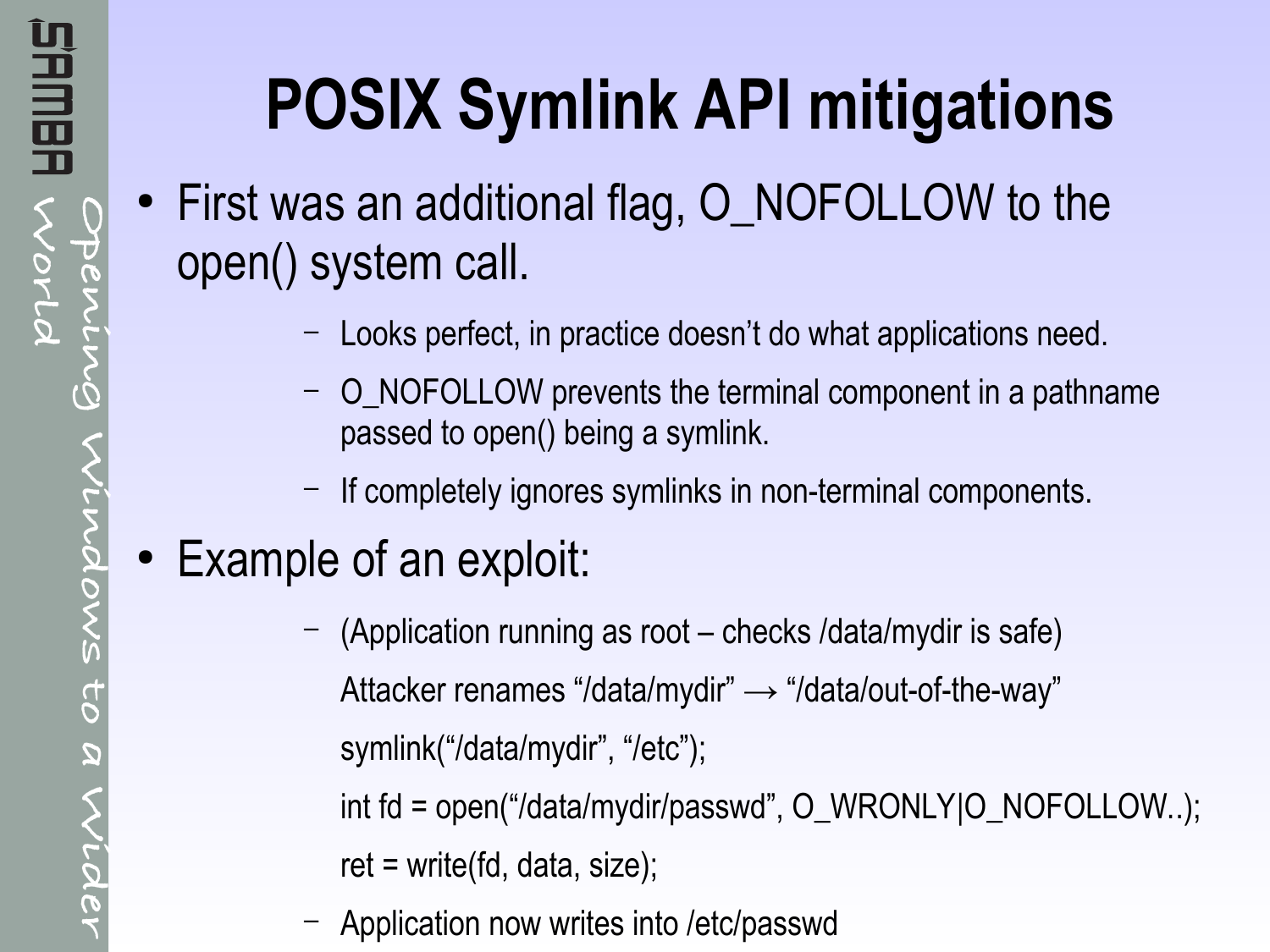# POSIX Symlink API mitigations

- First was an additional flag, O_NOFOLLOW to the open() system call.
  - Looks perfect, in practice doesn't do what applications need.
  - O_NOFOLLOW prevents the terminal component in a pathname passed to open() being a symlink.
  - If completely ignores symlinks in non-terminal components.
- Example of an exploit:
  - (Application running as root – checks /data/mydir is safe)

    Attacker renames "/data/mydir" → "/data/out-of-the-way"

    symlink("/data/mydir", "/etc");

    int fd = open("/data/mydir/passwd", O_WRONLY|O_NOFOLLOW..);

    ret = write(fd, data, size);
  - Application now writes into /etc/passwd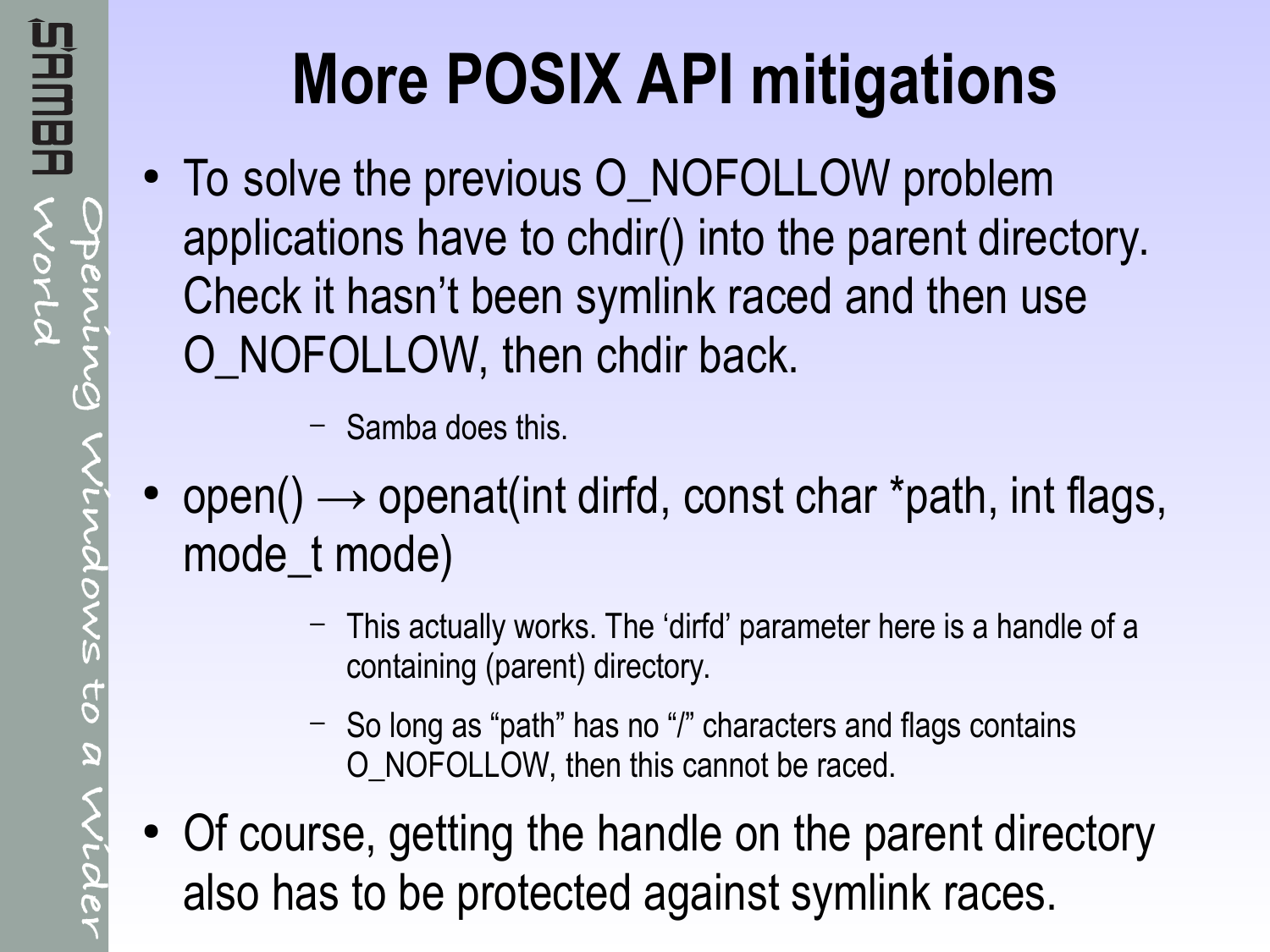# More POSIX API mitigations

- To solve the previous O_NOFOLLOW problem applications have to chdir() into the parent directory. Check it hasn't been symlink raced and then use O_NOFOLLOW, then chdir back.
  - Samba does this.
- open() → openat(int dirfd, const char *path, int flags, mode_t mode)
  - This actually works. The 'dirfd' parameter here is a handle of a containing (parent) directory.
  - So long as "path" has no "/" characters and flags contains O_NOFOLLOW, then this cannot be raced.
- Of course, getting the handle on the parent directory also has to be protected against symlink races.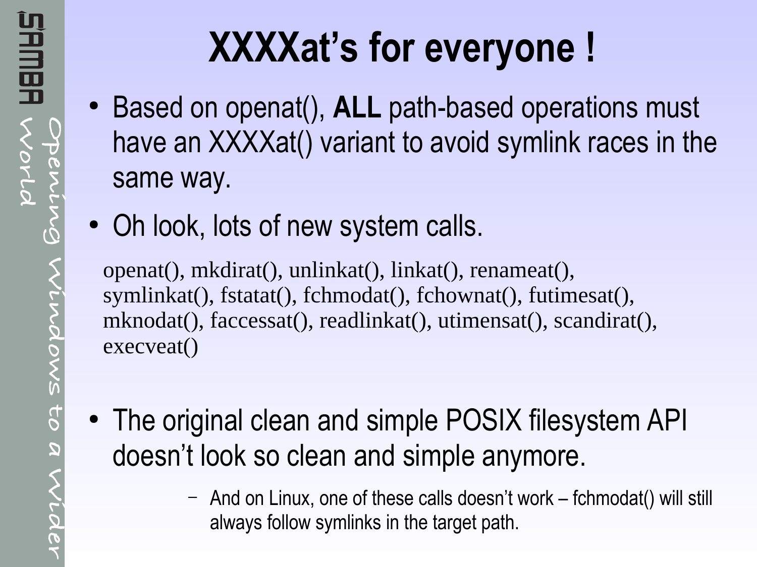# XXXXat's for everyone !

- Based on openat(), **ALL** path-based operations must have an XXXXat() variant to avoid symlink races in the same way.
- Oh look, lots of new system calls.

openat(), mkdirat(), unlinkat(), linkat(), renameat(), symlinkat(), fstatat(), fchmodat(), fchownat(), futimesat(), mknodat(), faccessat(), readlinkat(), utimensat(), scandirat(), execveat()

- The original clean and simple POSIX filesystem API doesn't look so clean and simple anymore.
  - And on Linux, one of these calls doesn't work – fchmodat() will still always follow symlinks in the target path.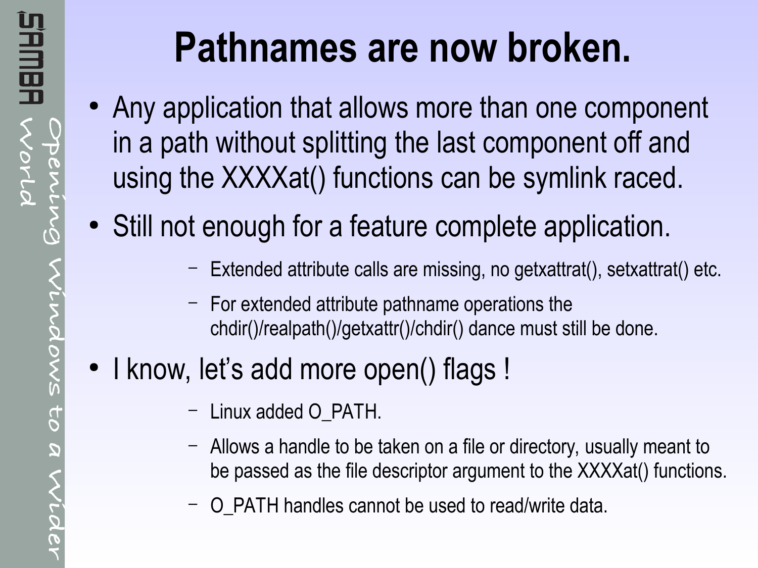# Pathnames are now broken.

- Any application that allows more than one component in a path without splitting the last component off and using the XXXXat() functions can be symlink raced.
- Still not enough for a feature complete application.
  - Extended attribute calls are missing, no getxattrat(), setxattrat() etc.
  - For extended attribute pathname operations the chdir()/realpath()/getxattr()/chdir() dance must still be done.
- I know, let's add more open() flags !
  - Linux added O_PATH.
  - Allows a handle to be taken on a file or directory, usually meant to be passed as the file descriptor argument to the XXXXat() functions.
  - O_PATH handles cannot be used to read/write data.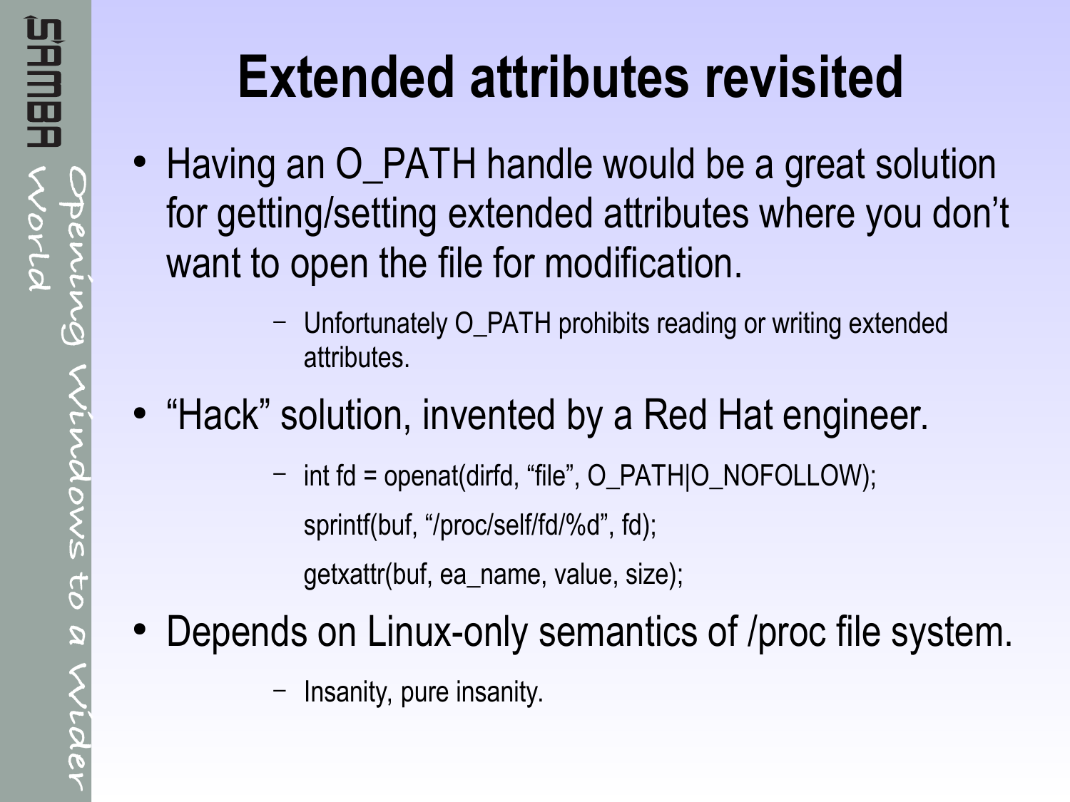# Extended attributes revisited

- Having an O_PATH handle would be a great solution for getting/setting extended attributes where you don't want to open the file for modification.
  - Unfortunately O_PATH prohibits reading or writing extended attributes.
- "Hack" solution, invented by a Red Hat engineer.
  - ```
    int fd = openat(dirfd, "file", O_PATH|O_NOFOLLOW);
    sprintf(buf, "/proc/self/fd/%d", fd);
    getxattr(buf, ea_name, value, size);
    ```
- Depends on Linux-only semantics of /proc file system.
  - Insanity, pure insanity.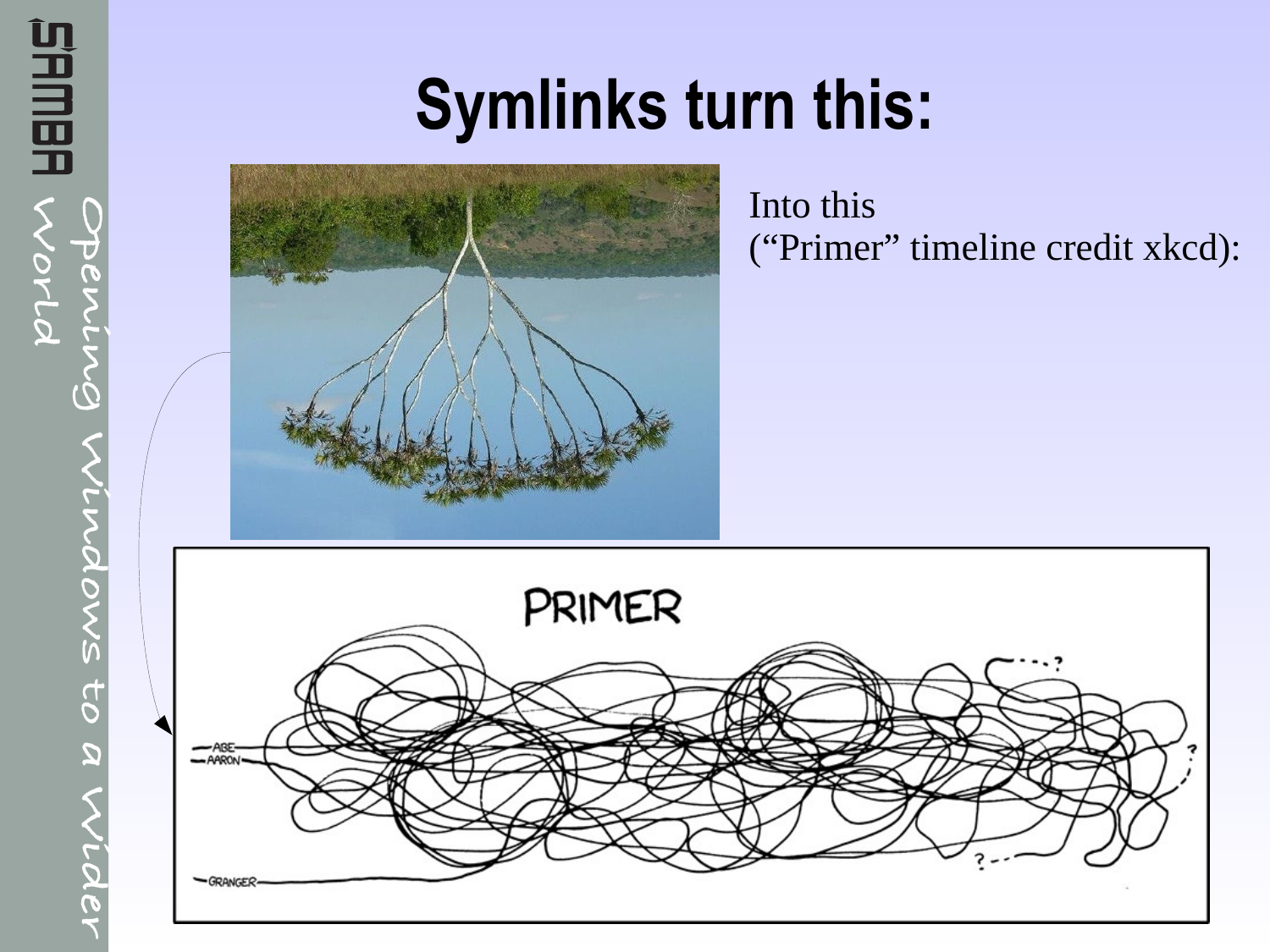# Symlinks turn this:

Into this
("Primer" timeline credit xkcd):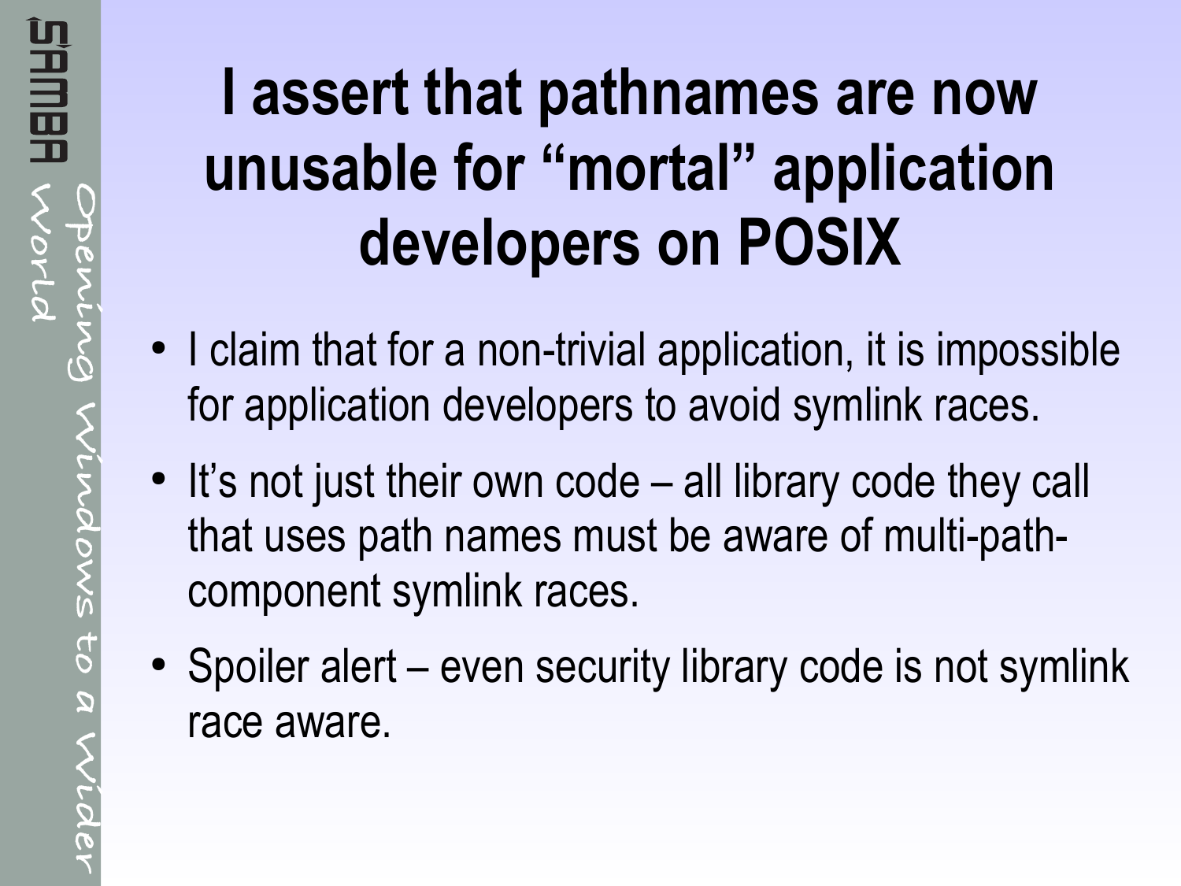# I assert that pathnames are now unusable for "mortal" application developers on POSIX

- I claim that for a non-trivial application, it is impossible for application developers to avoid symlink races.
- It's not just their own code – all library code they call that uses path names must be aware of multi-path-component symlink races.
- Spoiler alert – even security library code is not symlink race aware.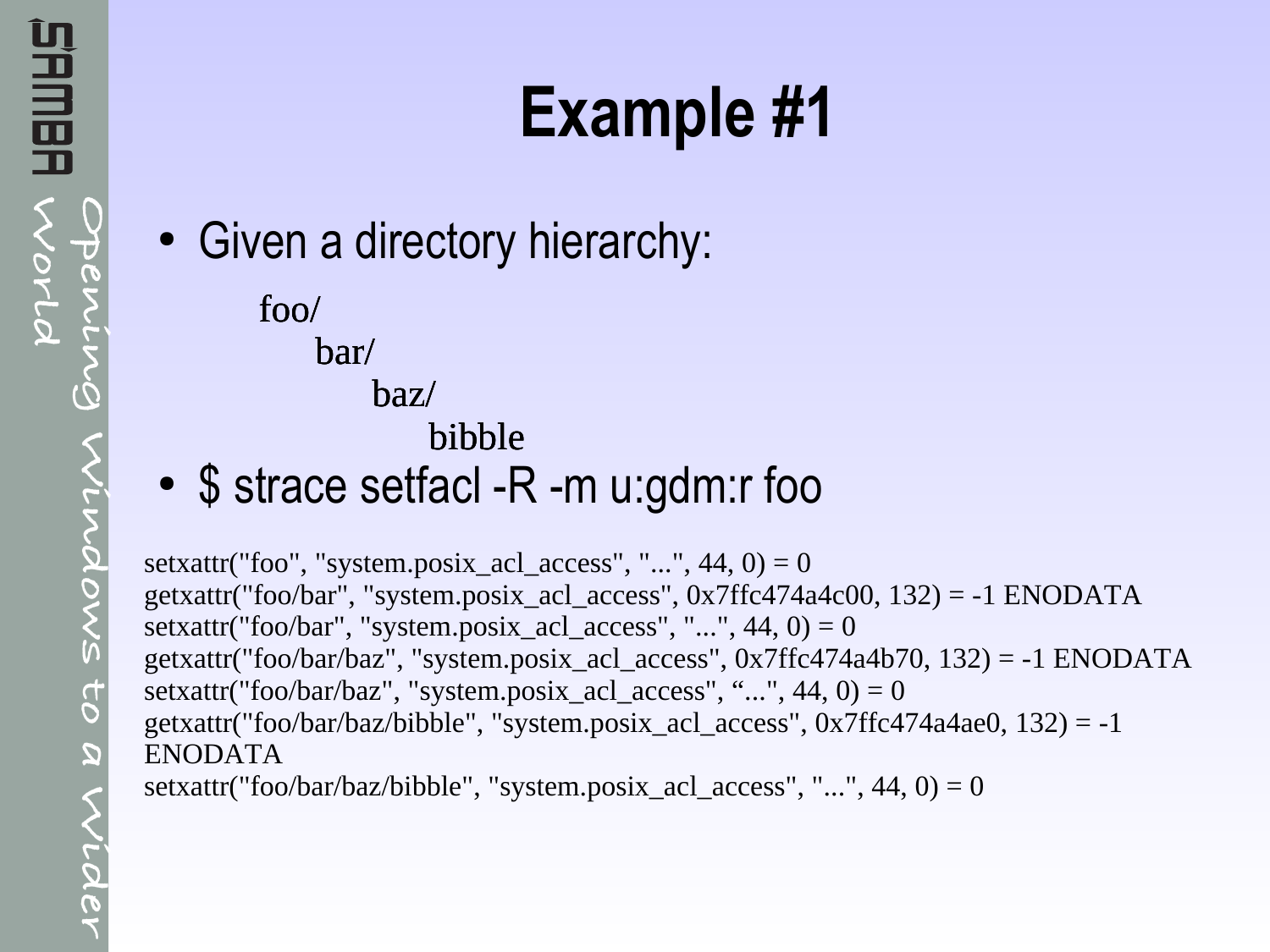# Example #1

- Given a directory hierarchy:

```
foo/
    bar/
        baz/
            bibble
```

- $ strace setfacl -R -m u:gdm:r foo

```
setxattr("foo", "system.posix_acl_access", "...", 44, 0) = 0
getxattr("foo/bar", "system.posix_acl_access", 0x7ffc474a4c00, 132) = -1 ENODATA
setxattr("foo/bar", "system.posix_acl_access", "...", 44, 0) = 0
getxattr("foo/bar/baz", "system.posix_acl_access", 0x7ffc474a4b70, 132) = -1 ENODATA
setxattr("foo/bar/baz", "system.posix_acl_access", “...", 44, 0) = 0
getxattr("foo/bar/baz/bibble", "system.posix_acl_access", 0x7ffc474a4ae0, 132) = -1
ENODATA
setxattr("foo/bar/baz/bibble", "system.posix_acl_access", "...", 44, 0) = 0
```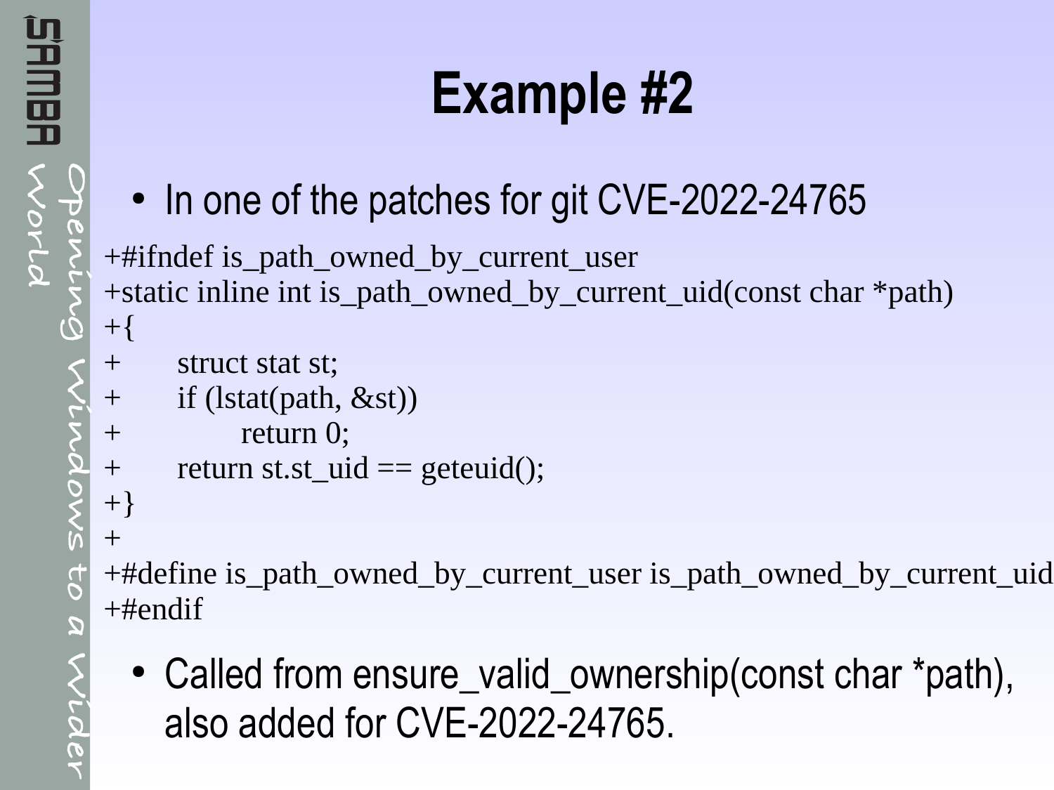# Example #2

- In one of the patches for git CVE-2022-24765

```
+#ifndef is_path_owned_by_current_user
+static inline int is_path_owned_by_current_uid(const char *path)
+{
+	struct stat st;
+	if (lstat(path, &st))
+		return 0;
+	return st.st_uid == geteuid();
+}
+
+#define is_path_owned_by_current_user is_path_owned_by_current_uid
+#endif
```

- Called from ensure_valid_ownership(const char *path), also added for CVE-2022-24765.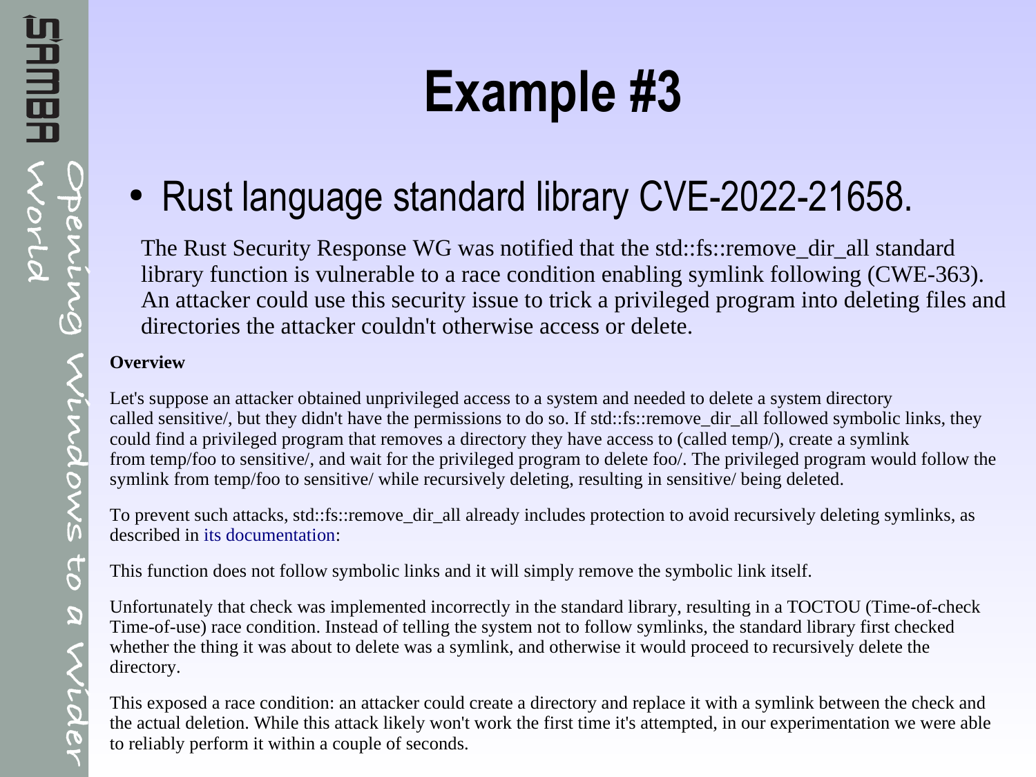# Example #3

- Rust language standard library CVE-2022-21658.

The Rust Security Response WG was notified that the std::fs::remove_dir_all standard library function is vulnerable to a race condition enabling symlink following (CWE-363). An attacker could use this security issue to trick a privileged program into deleting files and directories the attacker couldn't otherwise access or delete.

**Overview**

Let's suppose an attacker obtained unprivileged access to a system and needed to delete a system directory called sensitive/, but they didn't have the permissions to do so. If std::fs::remove_dir_all followed symbolic links, they could find a privileged program that removes a directory they have access to (called temp/), create a symlink from temp/foo to sensitive/, and wait for the privileged program to delete foo/. The privileged program would follow the symlink from temp/foo to sensitive/ while recursively deleting, resulting in sensitive/ being deleted.

To prevent such attacks, std::fs::remove_dir_all already includes protection to avoid recursively deleting symlinks, as described in its documentation:

This function does not follow symbolic links and it will simply remove the symbolic link itself.

Unfortunately that check was implemented incorrectly in the standard library, resulting in a TOCTOU (Time-of-check Time-of-use) race condition. Instead of telling the system not to follow symlinks, the standard library first checked whether the thing it was about to delete was a symlink, and otherwise it would proceed to recursively delete the directory.

This exposed a race condition: an attacker could create a directory and replace it with a symlink between the check and the actual deletion. While this attack likely won't work the first time it's attempted, in our experimentation we were able to reliably perform it within a couple of seconds.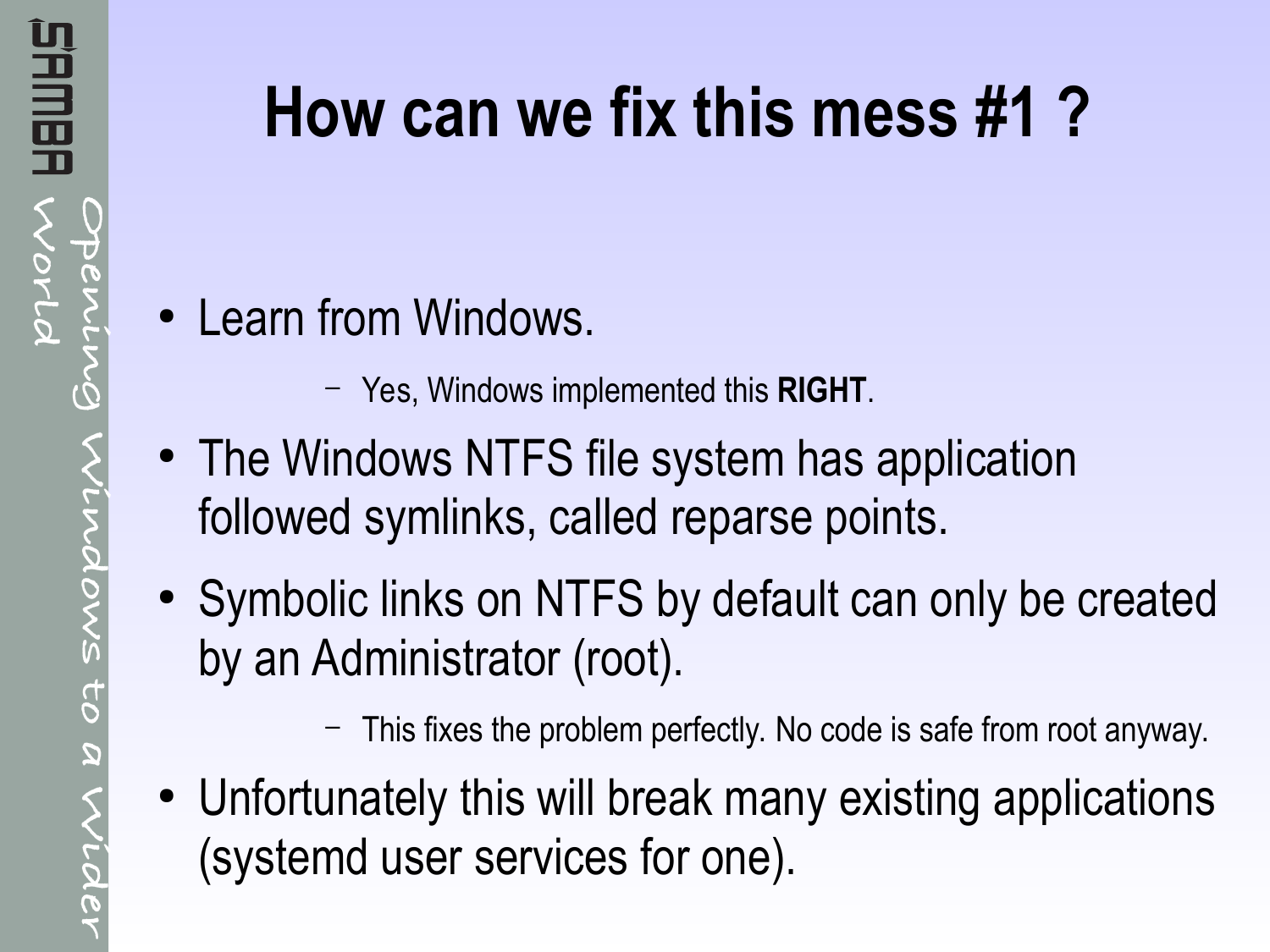# How can we fix this mess #1 ?

- Learn from Windows.
  - Yes, Windows implemented this **RIGHT**.
- The Windows NTFS file system has application followed symlinks, called reparse points.
- Symbolic links on NTFS by default can only be created by an Administrator (root).
  - This fixes the problem perfectly. No code is safe from root anyway.
- Unfortunately this will break many existing applications (systemd user services for one).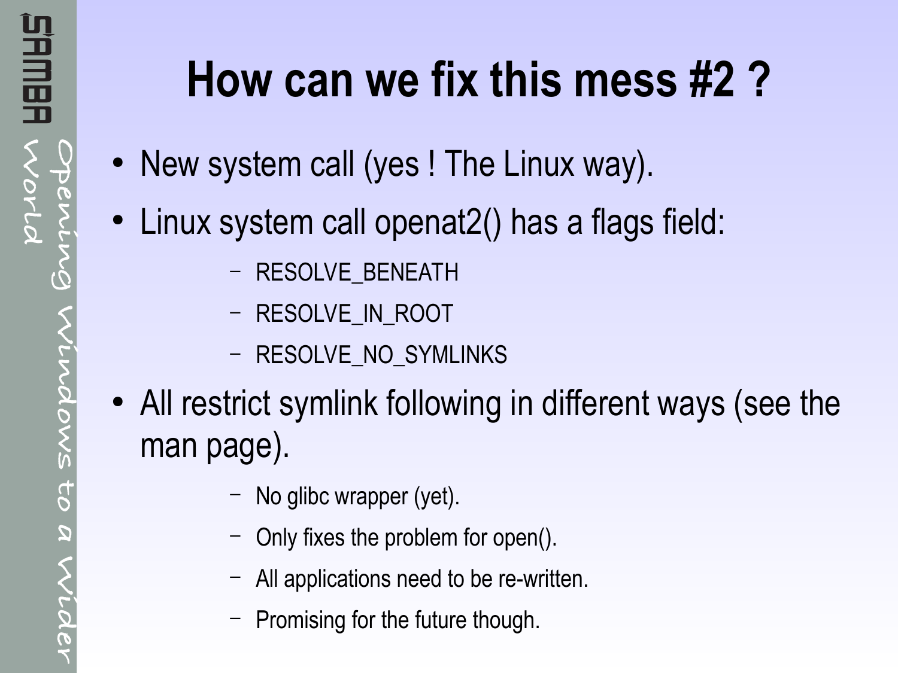# How can we fix this mess #2 ?

- New system call (yes ! The Linux way).
- Linux system call openat2() has a flags field:
  - RESOLVE_BENEATH
  - RESOLVE_IN_ROOT
  - RESOLVE_NO_SYMLINKS
- All restrict symlink following in different ways (see the man page).
  - No glibc wrapper (yet).
  - Only fixes the problem for open().
  - All applications need to be re-written.
  - Promising for the future though.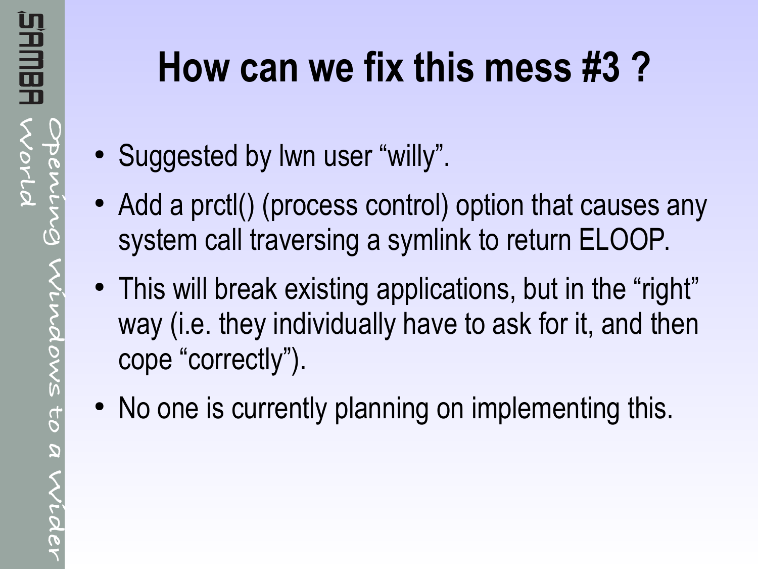# How can we fix this mess #3 ?

- Suggested by lwn user “willy”.
- Add a prctl() (process control) option that causes any system call traversing a symlink to return ELOOP.
- This will break existing applications, but in the “right” way (i.e. they individually have to ask for it, and then cope “correctly”).
- No one is currently planning on implementing this.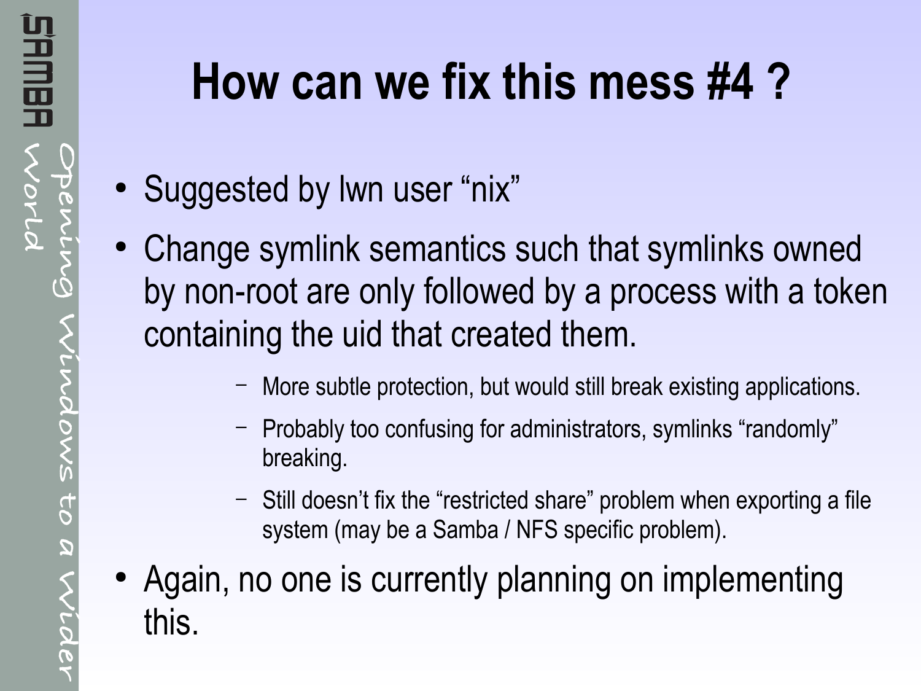# How can we fix this mess #4 ?

- Suggested by lwn user "nix"
- Change symlink semantics such that symlinks owned by non-root are only followed by a process with a token containing the uid that created them.
  - More subtle protection, but would still break existing applications.
  - Probably too confusing for administrators, symlinks "randomly" breaking.
  - Still doesn't fix the "restricted share" problem when exporting a file system (may be a Samba / NFS specific problem).
- Again, no one is currently planning on implementing this.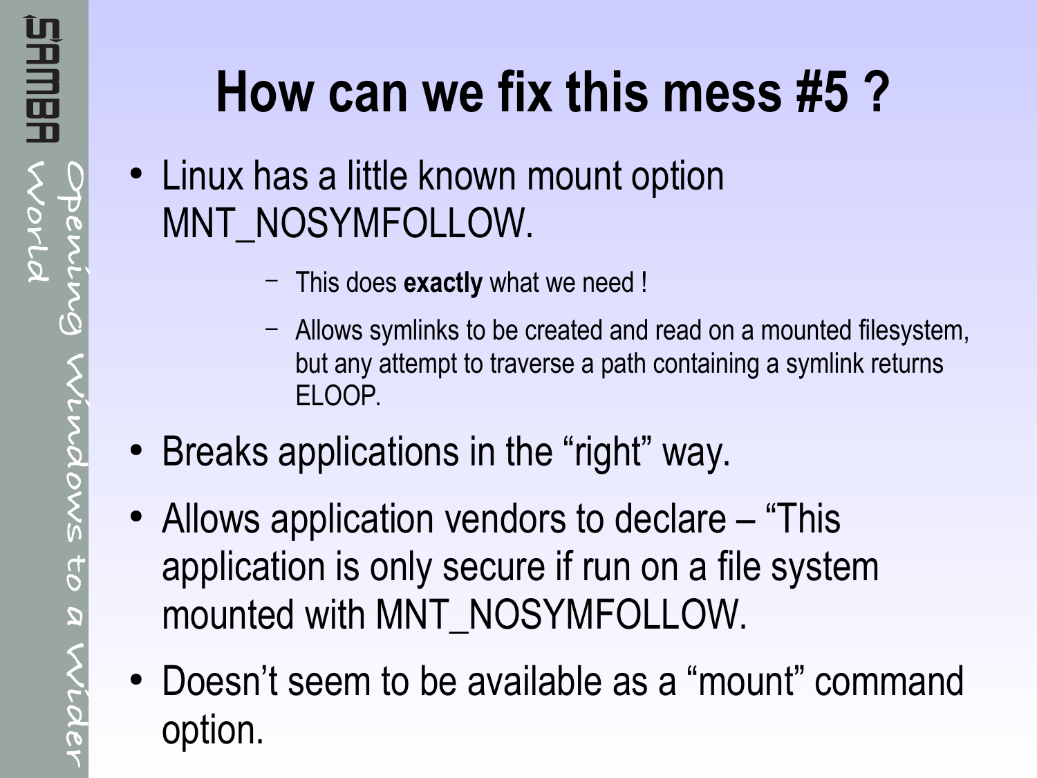# How can we fix this mess #5 ?

- Linux has a little known mount option MNT_NOSYMFOLLOW.
  - This does **exactly** what we need !
  - Allows symlinks to be created and read on a mounted filesystem, but any attempt to traverse a path containing a symlink returns ELOOP.
- Breaks applications in the "right" way.
- Allows application vendors to declare – "This application is only secure if run on a file system mounted with MNT_NOSYMFOLLOW.
- Doesn't seem to be available as a "mount" command option.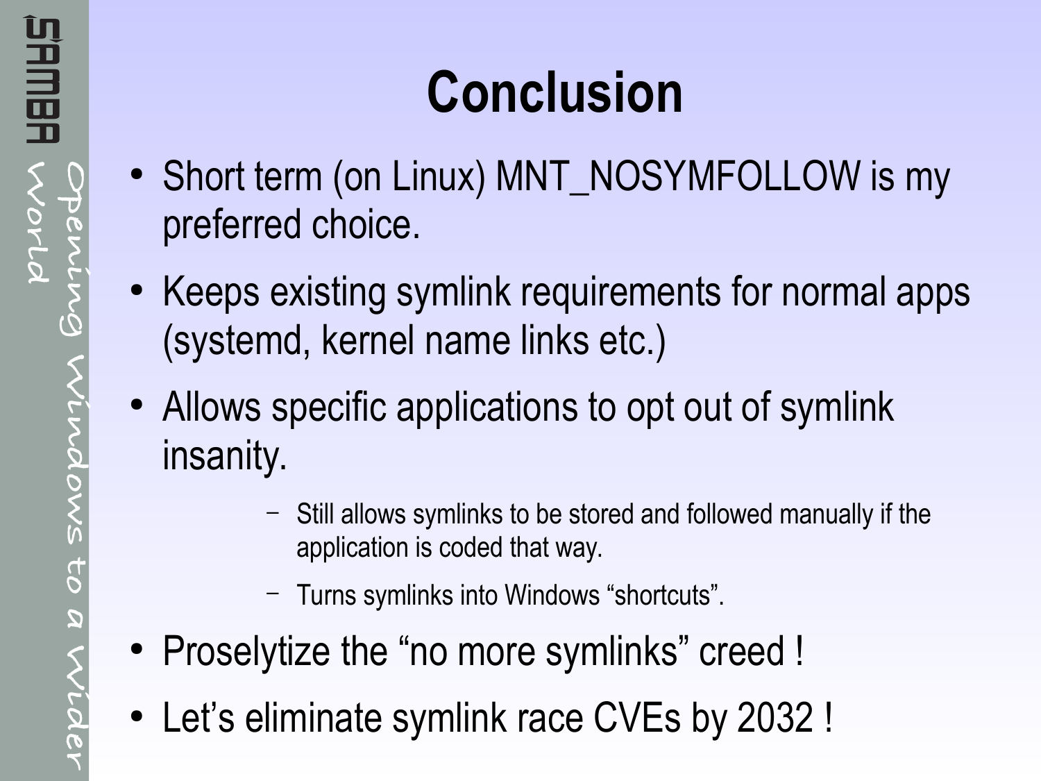# Conclusion

- Short term (on Linux) MNT_NOSYMFOLLOW is my preferred choice.
- Keeps existing symlink requirements for normal apps (systemd, kernel name links etc.)
- Allows specific applications to opt out of symlink insanity.
  - Still allows symlinks to be stored and followed manually if the application is coded that way.
  - Turns symlinks into Windows “shortcuts”.
- Proselytize the “no more symlinks” creed !
- Let’s eliminate symlink race CVEs by 2032 !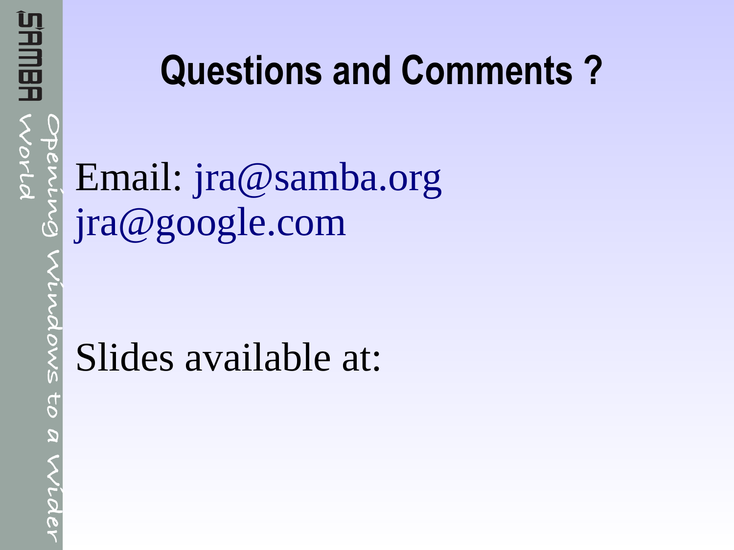# Questions and Comments ?

Email: jra@samba.org
jra@google.com

Slides available at: